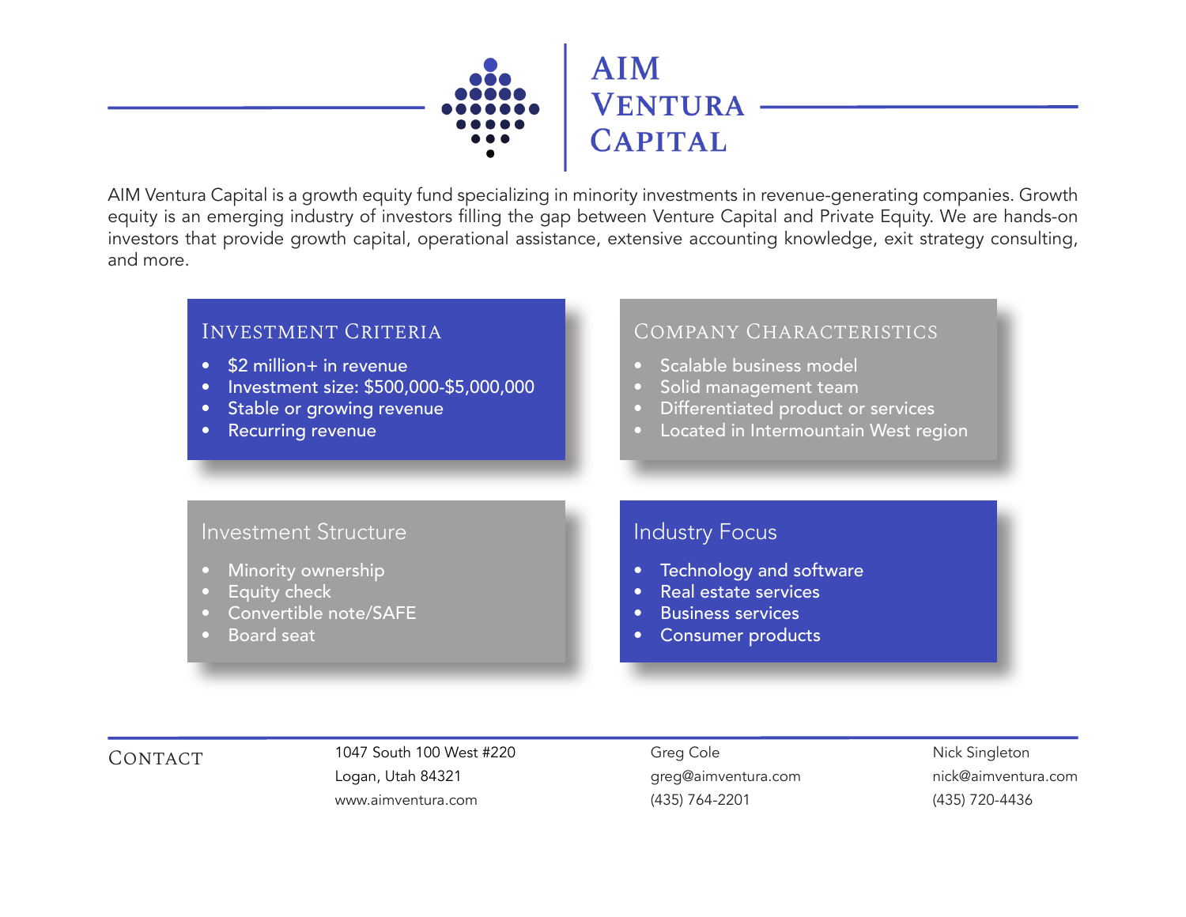# AIM Ventura Capital

AIM Ventura Capital is a growth equity fund specializing in minority investments in revenue-generating companies. Growth equity is an emerging industry of investors filling the gap between Venture Capital and Private Equity. We are hands-on investors that provide growth capital, operational assistance, extensive accounting knowledge, exit strategy consulting, and more.

## Investment Criteria

- $2 million+ in revenue
- Investment size: $500,000-$5,000,000
- Stable or growing revenue
- Recurring revenue

## Company Characteristics

- Scalable business model
- Solid management team
- Differentiated product or services
- Located in Intermountain West region

## Investment Structure

- Minority ownership
- Equity check
- Convertible note/SAFE
- Board seat

## Industry Focus

- Technology and software
- Real estate services
- Business services
- Consumer products

## Contact

1047 South 100 West #220
Logan, Utah 84321
www.aimventura.com

Greg Cole
greg@aimventura.com
(435) 764-2201

Nick Singleton
nick@aimventura.com
(435) 720-4436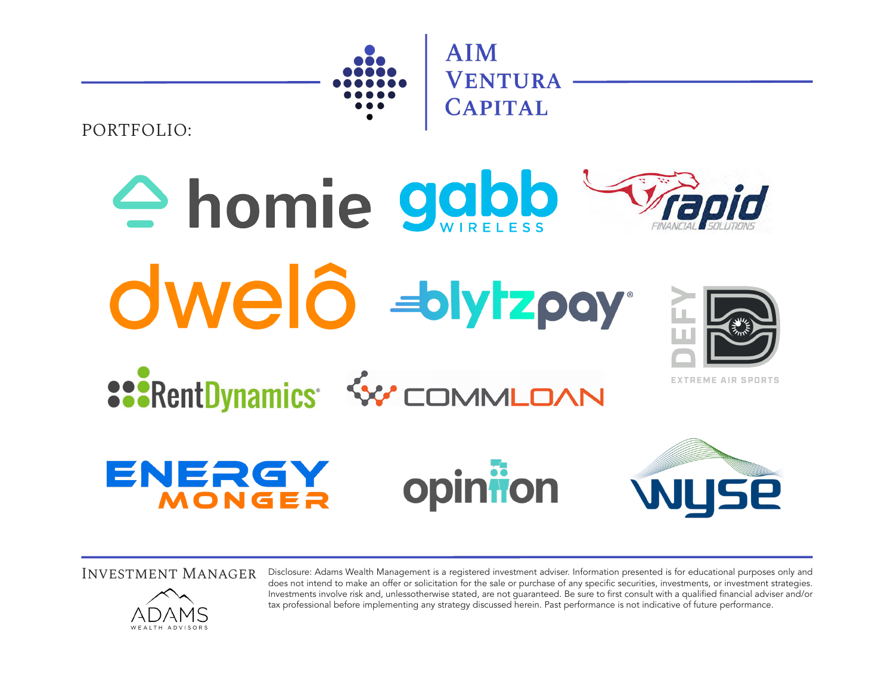# AIM Ventura Capital

PORTFOLIO:

homie

gabb WIRELESS

rapid FINANCIAL SOLUTIONS

dwelô

blytzpay

DEFY EXTREME AIR SPORTS

RentDynamics

COMMLOAN

ENERGY MONGER

opinion

wyse

INVESTMENT MANAGER

ADAMS WEALTH ADVISORS

Disclosure: Adams Wealth Management is a registered investment adviser. Information presented is for educational purposes only and does not intend to make an offer or solicitation for the sale or purchase of any specific securities, investments, or investment strategies. Investments involve risk and, unlessotherwise stated, are not guaranteed. Be sure to first consult with a qualified financial adviser and/or tax professional before implementing any strategy discussed herein. Past performance is not indicative of future performance.